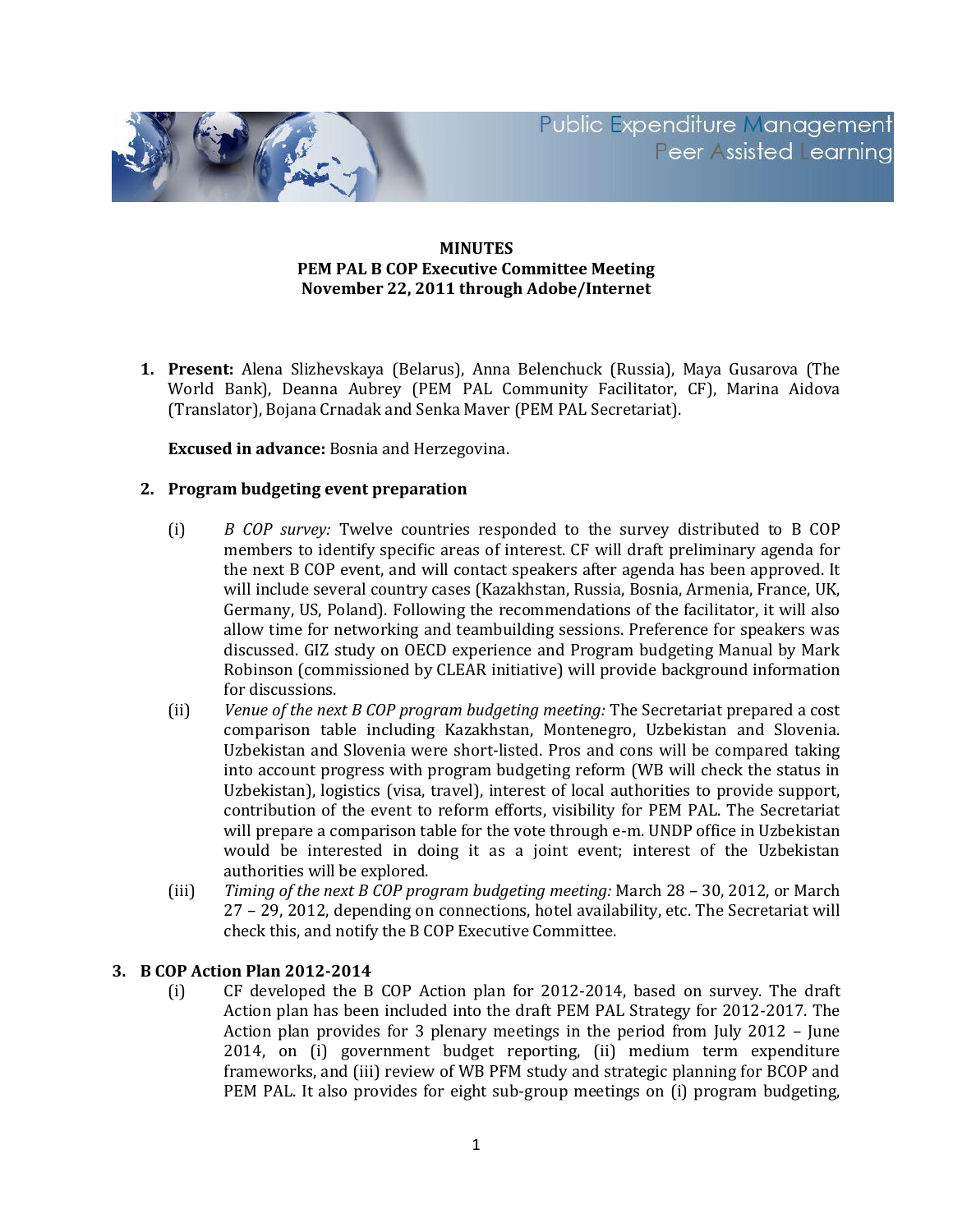**MINUTES**
**PEM PAL B COP Executive Committee Meeting**
**November 22, 2011 through Adobe/Internet**

1. **Present:** Alena Slizhevskaya (Belarus), Anna Belenchuck (Russia), Maya Gusarova (The World Bank), Deanna Aubrey (PEM PAL Community Facilitator, CF), Marina Aidova (Translator), Bojana Crnadak and Senka Maver (PEM PAL Secretariat).

   **Excused in advance:** Bosnia and Herzegovina.

2. **Program budgeting event preparation**

   (i) *B COP survey:* Twelve countries responded to the survey distributed to B COP members to identify specific areas of interest. CF will draft preliminary agenda for the next B COP event, and will contact speakers after agenda has been approved. It will include several country cases (Kazakhstan, Russia, Bosnia, Armenia, France, UK, Germany, US, Poland). Following the recommendations of the facilitator, it will also allow time for networking and teambuilding sessions. Preference for speakers was discussed. GIZ study on OECD experience and Program budgeting Manual by Mark Robinson (commissioned by CLEAR initiative) will provide background information for discussions.

   (ii) *Venue of the next B COP program budgeting meeting:* The Secretariat prepared a cost comparison table including Kazakhstan, Montenegro, Uzbekistan and Slovenia. Uzbekistan and Slovenia were short-listed. Pros and cons will be compared taking into account progress with program budgeting reform (WB will check the status in Uzbekistan), logistics (visa, travel), interest of local authorities to provide support, contribution of the event to reform efforts, visibility for PEM PAL. The Secretariat will prepare a comparison table for the vote through e-m. UNDP office in Uzbekistan would be interested in doing it as a joint event; interest of the Uzbekistan authorities will be explored.

   (iii) *Timing of the next B COP program budgeting meeting:* March 28 – 30, 2012, or March 27 – 29, 2012, depending on connections, hotel availability, etc. The Secretariat will check this, and notify the B COP Executive Committee.

3. **B COP Action Plan 2012-2014**

   (i) CF developed the B COP Action plan for 2012-2014, based on survey. The draft Action plan has been included into the draft PEM PAL Strategy for 2012-2017. The Action plan provides for 3 plenary meetings in the period from July 2012 – June 2014, on (i) government budget reporting, (ii) medium term expenditure frameworks, and (iii) review of WB PFM study and strategic planning for BCOP and PEM PAL. It also provides for eight sub-group meetings on (i) program budgeting,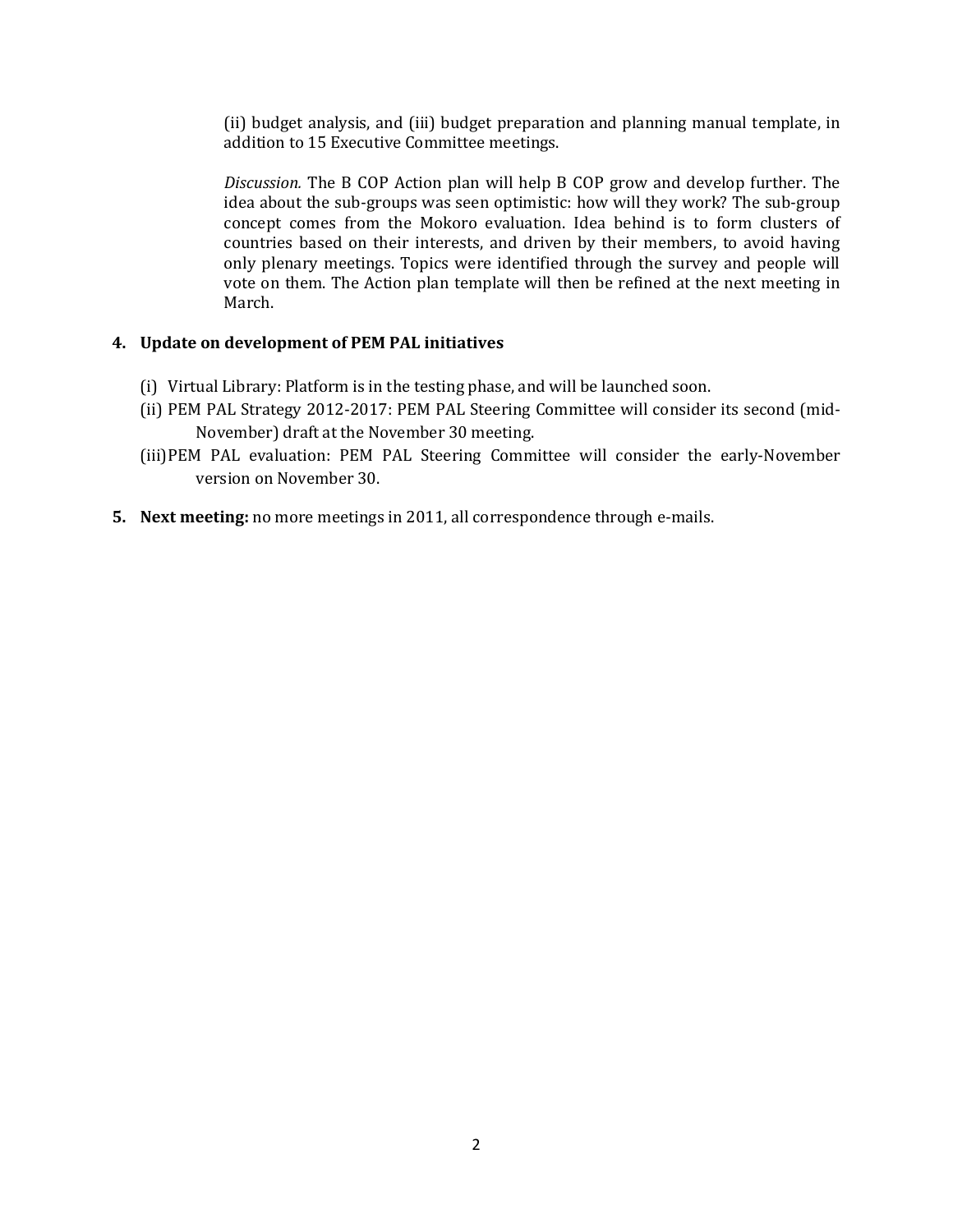(ii) budget analysis, and (iii) budget preparation and planning manual template, in addition to 15 Executive Committee meetings.

*Discussion.* The B COP Action plan will help B COP grow and develop further. The idea about the sub-groups was seen optimistic: how will they work? The sub-group concept comes from the Mokoro evaluation. Idea behind is to form clusters of countries based on their interests, and driven by their members, to avoid having only plenary meetings. Topics were identified through the survey and people will vote on them. The Action plan template will then be refined at the next meeting in March.

4. **Update on development of PEM PAL initiatives**

   (i) Virtual Library: Platform is in the testing phase, and will be launched soon.
   
   (ii) PEM PAL Strategy 2012-2017: PEM PAL Steering Committee will consider its second (mid-November) draft at the November 30 meeting.
   
   (iii) PEM PAL evaluation: PEM PAL Steering Committee will consider the early-November version on November 30.

5. **Next meeting:** no more meetings in 2011, all correspondence through e-mails.